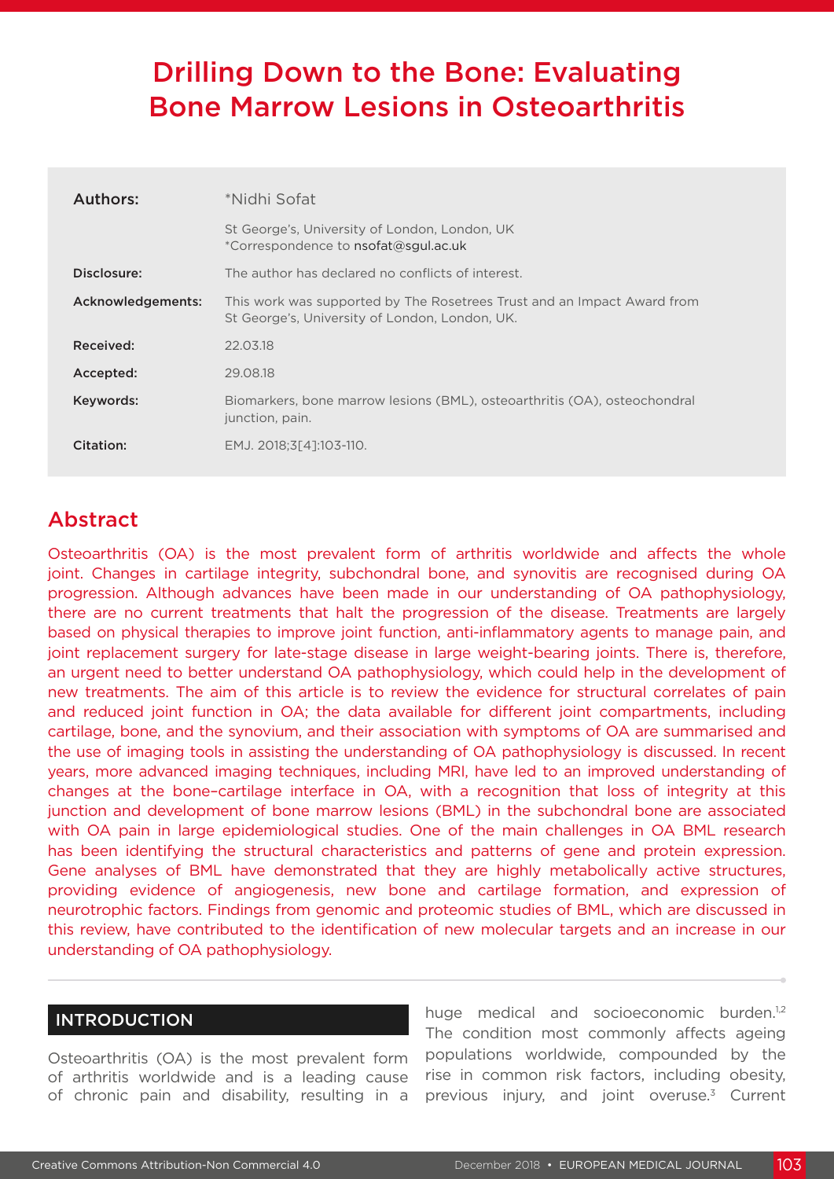# Drilling Down to the Bone: Evaluating Bone Marrow Lesions in Osteoarthritis

| | |
|---|---|
| **Authors:** | *Nidhi Sofat<br>St George's, University of London, London, UK<br>*Correspondence to nsofat@sgul.ac.uk |
| **Disclosure:** | The author has declared no conflicts of interest. |
| **Acknowledgements:** | This work was supported by The Rosetrees Trust and an Impact Award from St George's, University of London, London, UK. |
| **Received:** | 22.03.18 |
| **Accepted:** | 29.08.18 |
| **Keywords:** | Biomarkers, bone marrow lesions (BML), osteoarthritis (OA), osteochondral junction, pain. |
| **Citation:** | EMJ. 2018;3[4]:103-110. |

## Abstract

Osteoarthritis (OA) is the most prevalent form of arthritis worldwide and affects the whole joint. Changes in cartilage integrity, subchondral bone, and synovitis are recognised during OA progression. Although advances have been made in our understanding of OA pathophysiology, there are no current treatments that halt the progression of the disease. Treatments are largely based on physical therapies to improve joint function, anti-inflammatory agents to manage pain, and joint replacement surgery for late-stage disease in large weight-bearing joints. There is, therefore, an urgent need to better understand OA pathophysiology, which could help in the development of new treatments. The aim of this article is to review the evidence for structural correlates of pain and reduced joint function in OA; the data available for different joint compartments, including cartilage, bone, and the synovium, and their association with symptoms of OA are summarised and the use of imaging tools in assisting the understanding of OA pathophysiology is discussed. In recent years, more advanced imaging techniques, including MRI, have led to an improved understanding of changes at the bone–cartilage interface in OA, with a recognition that loss of integrity at this junction and development of bone marrow lesions (BML) in the subchondral bone are associated with OA pain in large epidemiological studies. One of the main challenges in OA BML research has been identifying the structural characteristics and patterns of gene and protein expression. Gene analyses of BML have demonstrated that they are highly metabolically active structures, providing evidence of angiogenesis, new bone and cartilage formation, and expression of neurotrophic factors. Findings from genomic and proteomic studies of BML, which are discussed in this review, have contributed to the identification of new molecular targets and an increase in our understanding of OA pathophysiology.

## INTRODUCTION

Osteoarthritis (OA) is the most prevalent form of arthritis worldwide and is a leading cause of chronic pain and disability, resulting in a huge medical and socioeconomic burden.[1,2] The condition most commonly affects ageing populations worldwide, compounded by the rise in common risk factors, including obesity, previous injury, and joint overuse.[3] Current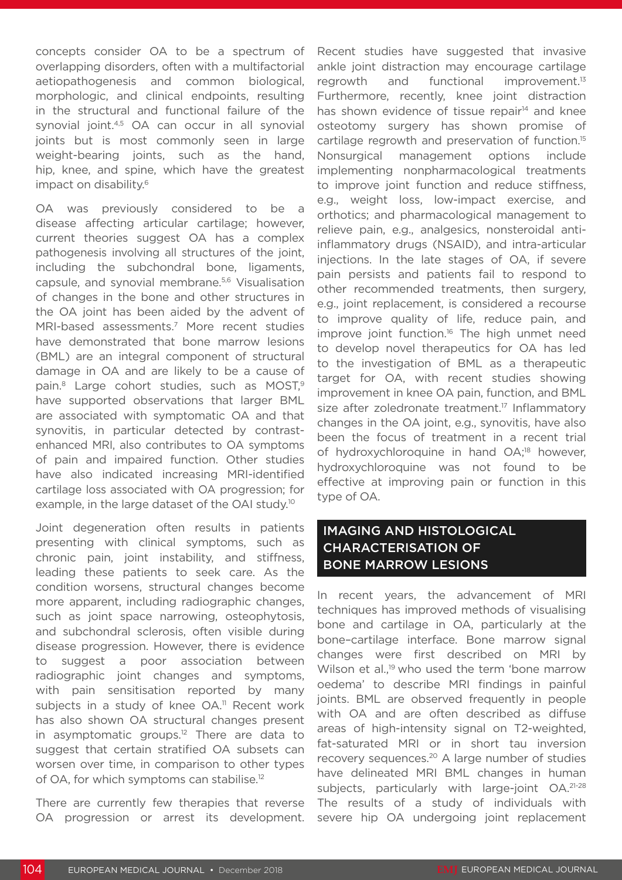concepts consider OA to be a spectrum of overlapping disorders, often with a multifactorial aetiopathogenesis and common biological, morphologic, and clinical endpoints, resulting in the structural and functional failure of the synovial joint.[4,5] OA can occur in all synovial joints but is most commonly seen in large weight-bearing joints, such as the hand, hip, knee, and spine, which have the greatest impact on disability.[6]

OA was previously considered to be a disease affecting articular cartilage; however, current theories suggest OA has a complex pathogenesis involving all structures of the joint, including the subchondral bone, ligaments, capsule, and synovial membrane.[5,6] Visualisation of changes in the bone and other structures in the OA joint has been aided by the advent of MRI-based assessments.[7] More recent studies have demonstrated that bone marrow lesions (BML) are an integral component of structural damage in OA and are likely to be a cause of pain.[8] Large cohort studies, such as MOST,[9] have supported observations that larger BML are associated with symptomatic OA and that synovitis, in particular detected by contrast-enhanced MRI, also contributes to OA symptoms of pain and impaired function. Other studies have also indicated increasing MRI-identified cartilage loss associated with OA progression; for example, in the large dataset of the OAI study.[10]

Joint degeneration often results in patients presenting with clinical symptoms, such as chronic pain, joint instability, and stiffness, leading these patients to seek care. As the condition worsens, structural changes become more apparent, including radiographic changes, such as joint space narrowing, osteophytosis, and subchondral sclerosis, often visible during disease progression. However, there is evidence to suggest a poor association between radiographic joint changes and symptoms, with pain sensitisation reported by many subjects in a study of knee OA.[11] Recent work has also shown OA structural changes present in asymptomatic groups.[12] There are data to suggest that certain stratified OA subsets can worsen over time, in comparison to other types of OA, for which symptoms can stabilise.[12]

There are currently few therapies that reverse OA progression or arrest its development. Recent studies have suggested that invasive ankle joint distraction may encourage cartilage regrowth and functional improvement.[13] Furthermore, recently, knee joint distraction has shown evidence of tissue repair[14] and knee osteotomy surgery has shown promise of cartilage regrowth and preservation of function.[15] Nonsurgical management options include implementing nonpharmacological treatments to improve joint function and reduce stiffness, e.g., weight loss, low-impact exercise, and orthotics; and pharmacological management to relieve pain, e.g., analgesics, nonsteroidal anti-inflammatory drugs (NSAID), and intra-articular injections. In the late stages of OA, if severe pain persists and patients fail to respond to other recommended treatments, then surgery, e.g., joint replacement, is considered a recourse to improve quality of life, reduce pain, and improve joint function.[16] The high unmet need to develop novel therapeutics for OA has led to the investigation of BML as a therapeutic target for OA, with recent studies showing improvement in knee OA pain, function, and BML size after zoledronate treatment.[17] Inflammatory changes in the OA joint, e.g., synovitis, have also been the focus of treatment in a recent trial of hydroxychloroquine in hand OA;[18] however, hydroxychloroquine was not found to be effective at improving pain or function in this type of OA.

## IMAGING AND HISTOLOGICAL CHARACTERISATION OF BONE MARROW LESIONS

In recent years, the advancement of MRI techniques has improved methods of visualising bone and cartilage in OA, particularly at the bone–cartilage interface. Bone marrow signal changes were first described on MRI by Wilson et al.,[19] who used the term 'bone marrow oedema' to describe MRI findings in painful joints. BML are observed frequently in people with OA and are often described as diffuse areas of high-intensity signal on T2-weighted, fat-saturated MRI or in short tau inversion recovery sequences.[20] A large number of studies have delineated MRI BML changes in human subjects, particularly with large-joint OA.[21-28] The results of a study of individuals with severe hip OA undergoing joint replacement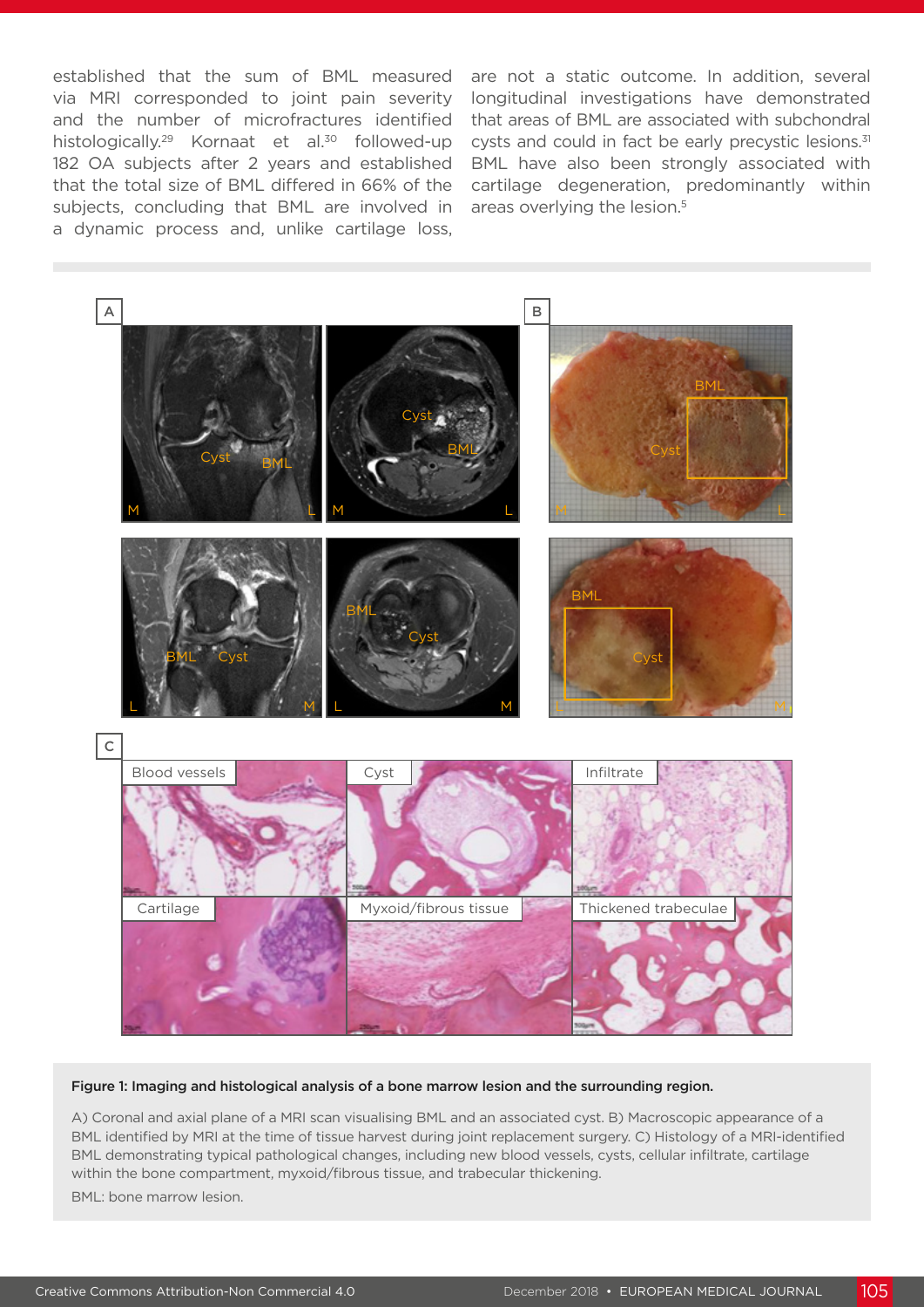established that the sum of BML measured via MRI corresponded to joint pain severity and the number of microfractures identified histologically.[29] Kornaat et al.[30] followed-up 182 OA subjects after 2 years and established that the total size of BML differed in 66% of the subjects, concluding that BML are involved in a dynamic process and, unlike cartilage loss, are not a static outcome. In addition, several longitudinal investigations have demonstrated that areas of BML are associated with subchondral cysts and could in fact be early precystic lesions.[31] BML have also been strongly associated with cartilage degeneration, predominantly within areas overlying the lesion.[5]

**Figure 1: Imaging and histological analysis of a bone marrow lesion and the surrounding region.**

A) Coronal and axial plane of a MRI scan visualising BML and an associated cyst. B) Macroscopic appearance of a BML identified by MRI at the time of tissue harvest during joint replacement surgery. C) Histology of a MRI-identified BML demonstrating typical pathological changes, including new blood vessels, cysts, cellular infiltrate, cartilage within the bone compartment, myxoid/fibrous tissue, and trabecular thickening.

BML: bone marrow lesion.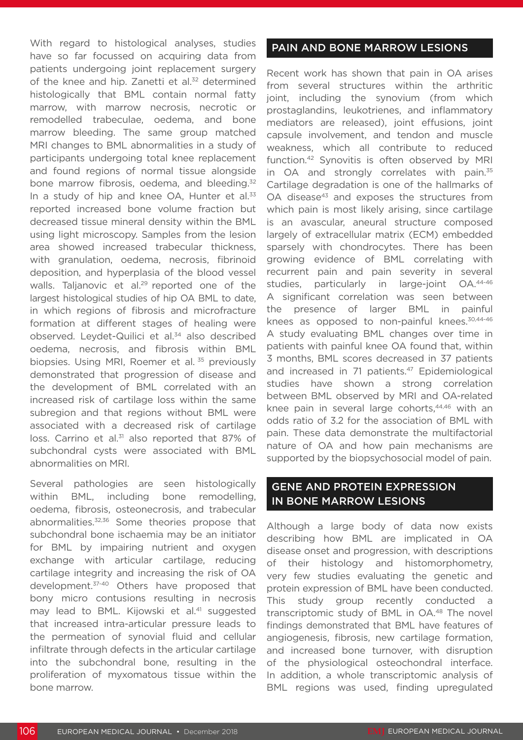With regard to histological analyses, studies have so far focussed on acquiring data from patients undergoing joint replacement surgery of the knee and hip. Zanetti et al.[32] determined histologically that BML contain normal fatty marrow, with marrow necrosis, necrotic or remodelled trabeculae, oedema, and bone marrow bleeding. The same group matched MRI changes to BML abnormalities in a study of participants undergoing total knee replacement and found regions of normal tissue alongside bone marrow fibrosis, oedema, and bleeding.[32] In a study of hip and knee OA, Hunter et al.[33] reported increased bone volume fraction but decreased tissue mineral density within the BML using light microscopy. Samples from the lesion area showed increased trabecular thickness, with granulation, oedema, necrosis, fibrinoid deposition, and hyperplasia of the blood vessel walls. Taljanovic et al.[29] reported one of the largest histological studies of hip OA BML to date, in which regions of fibrosis and microfracture formation at different stages of healing were observed. Leydet-Quilici et al.[34] also described oedema, necrosis, and fibrosis within BML biopsies. Using MRI, Roemer et al. [35] previously demonstrated that progression of disease and the development of BML correlated with an increased risk of cartilage loss within the same subregion and that regions without BML were associated with a decreased risk of cartilage loss. Carrino et al.[31] also reported that 87% of subchondral cysts were associated with BML abnormalities on MRI.

Several pathologies are seen histologically within BML, including bone remodelling, oedema, fibrosis, osteonecrosis, and trabecular abnormalities.[32,36] Some theories propose that subchondral bone ischaemia may be an initiator for BML by impairing nutrient and oxygen exchange with articular cartilage, reducing cartilage integrity and increasing the risk of OA development.[37-40] Others have proposed that bony micro contusions resulting in necrosis may lead to BML. Kijowski et al.[41] suggested that increased intra-articular pressure leads to the permeation of synovial fluid and cellular infiltrate through defects in the articular cartilage into the subchondral bone, resulting in the proliferation of myxomatous tissue within the bone marrow.

## PAIN AND BONE MARROW LESIONS

Recent work has shown that pain in OA arises from several structures within the arthritic joint, including the synovium (from which prostaglandins, leukotrienes, and inflammatory mediators are released), joint effusions, joint capsule involvement, and tendon and muscle weakness, which all contribute to reduced function.[42] Synovitis is often observed by MRI in OA and strongly correlates with pain.[35] Cartilage degradation is one of the hallmarks of OA disease[43] and exposes the structures from which pain is most likely arising, since cartilage is an avascular, aneural structure composed largely of extracellular matrix (ECM) embedded sparsely with chondrocytes. There has been growing evidence of BML correlating with recurrent pain and pain severity in several studies, particularly in large-joint OA.[44-46] A significant correlation was seen between the presence of larger BML in painful knees as opposed to non-painful knees.[30,44-46] A study evaluating BML changes over time in patients with painful knee OA found that, within 3 months, BML scores decreased in 37 patients and increased in 71 patients.[47] Epidemiological studies have shown a strong correlation between BML observed by MRI and OA-related knee pain in several large cohorts,[44,46] with an odds ratio of 3.2 for the association of BML with pain. These data demonstrate the multifactorial nature of OA and how pain mechanisms are supported by the biopsychosocial model of pain.

## GENE AND PROTEIN EXPRESSION IN BONE MARROW LESIONS

Although a large body of data now exists describing how BML are implicated in OA disease onset and progression, with descriptions of their histology and histomorphometry, very few studies evaluating the genetic and protein expression of BML have been conducted. This study group recently conducted a transcriptomic study of BML in OA.[48] The novel findings demonstrated that BML have features of angiogenesis, fibrosis, new cartilage formation, and increased bone turnover, with disruption of the physiological osteochondral interface. In addition, a whole transcriptomic analysis of BML regions was used, finding upregulated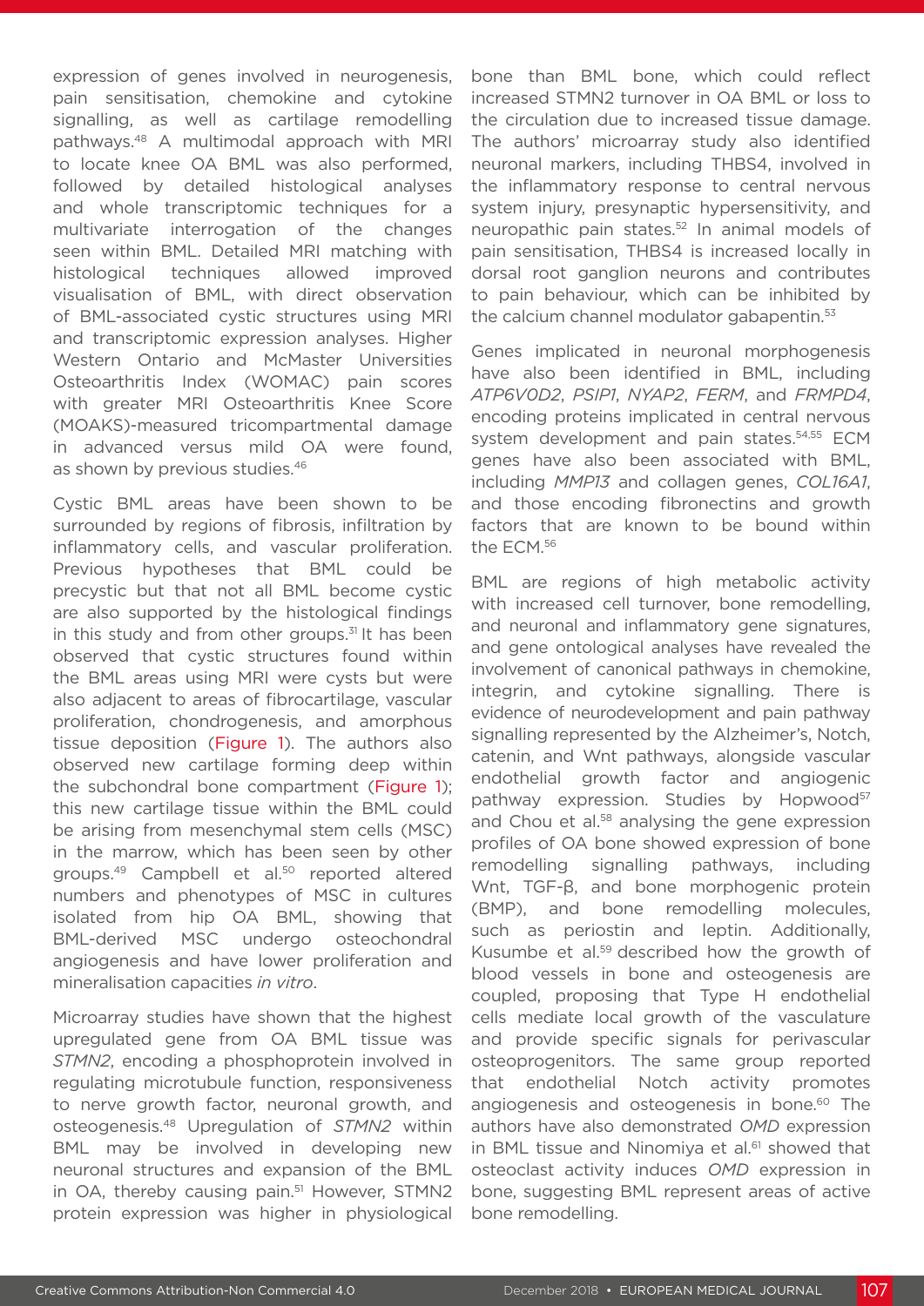expression of genes involved in neurogenesis, pain sensitisation, chemokine and cytokine signalling, as well as cartilage remodelling pathways.[48] A multimodal approach with MRI to locate knee OA BML was also performed, followed by detailed histological analyses and whole transcriptomic techniques for a multivariate interrogation of the changes seen within BML. Detailed MRI matching with histological techniques allowed improved visualisation of BML, with direct observation of BML-associated cystic structures using MRI and transcriptomic expression analyses. Higher Western Ontario and McMaster Universities Osteoarthritis Index (WOMAC) pain scores with greater MRI Osteoarthritis Knee Score (MOAKS)-measured tricompartmental damage in advanced versus mild OA were found, as shown by previous studies.[46]

Cystic BML areas have been shown to be surrounded by regions of fibrosis, infiltration by inflammatory cells, and vascular proliferation. Previous hypotheses that BML could be precystic but that not all BML become cystic are also supported by the histological findings in this study and from other groups.[31] It has been observed that cystic structures found within the BML areas using MRI were cysts but were also adjacent to areas of fibrocartilage, vascular proliferation, chondrogenesis, and amorphous tissue deposition (Figure 1). The authors also observed new cartilage forming deep within the subchondral bone compartment (Figure 1); this new cartilage tissue within the BML could be arising from mesenchymal stem cells (MSC) in the marrow, which has been seen by other groups.[49] Campbell et al.[50] reported altered numbers and phenotypes of MSC in cultures isolated from hip OA BML, showing that BML-derived MSC undergo osteochondral angiogenesis and have lower proliferation and mineralisation capacities *in vitro*.

Microarray studies have shown that the highest upregulated gene from OA BML tissue was *STMN2*, encoding a phosphoprotein involved in regulating microtubule function, responsiveness to nerve growth factor, neuronal growth, and osteogenesis.[48] Upregulation of *STMN2* within BML may be involved in developing new neuronal structures and expansion of the BML in OA, thereby causing pain.[51] However, STMN2 protein expression was higher in physiological bone than BML bone, which could reflect increased STMN2 turnover in OA BML or loss to the circulation due to increased tissue damage. The authors' microarray study also identified neuronal markers, including THBS4, involved in the inflammatory response to central nervous system injury, presynaptic hypersensitivity, and neuropathic pain states.[52] In animal models of pain sensitisation, THBS4 is increased locally in dorsal root ganglion neurons and contributes to pain behaviour, which can be inhibited by the calcium channel modulator gabapentin.[53]

Genes implicated in neuronal morphogenesis have also been identified in BML, including *ATP6V0D2*, *PSIP1*, *NYAP2*, *FERM*, and *FRMPD4*, encoding proteins implicated in central nervous system development and pain states.[54,55] ECM genes have also been associated with BML, including *MMP13* and collagen genes, *COL16A1*, and those encoding fibronectins and growth factors that are known to be bound within the ECM.[56]

BML are regions of high metabolic activity with increased cell turnover, bone remodelling, and neuronal and inflammatory gene signatures, and gene ontological analyses have revealed the involvement of canonical pathways in chemokine, integrin, and cytokine signalling. There is evidence of neurodevelopment and pain pathway signalling represented by the Alzheimer's, Notch, catenin, and Wnt pathways, alongside vascular endothelial growth factor and angiogenic pathway expression. Studies by Hopwood[57] and Chou et al.[58] analysing the gene expression profiles of OA bone showed expression of bone remodelling signalling pathways, including Wnt, TGF-β, and bone morphogenic protein (BMP), and bone remodelling molecules, such as periostin and leptin. Additionally, Kusumbe et al.[59] described how the growth of blood vessels in bone and osteogenesis are coupled, proposing that Type H endothelial cells mediate local growth of the vasculature and provide specific signals for perivascular osteoprogenitors. The same group reported that endothelial Notch activity promotes angiogenesis and osteogenesis in bone.[60] The authors have also demonstrated *OMD* expression in BML tissue and Ninomiya et al.[61] showed that osteoclast activity induces *OMD* expression in bone, suggesting BML represent areas of active bone remodelling.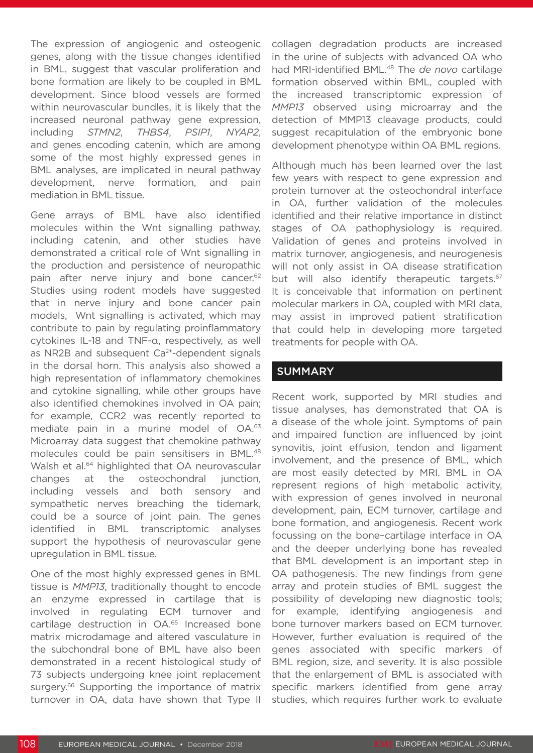The expression of angiogenic and osteogenic genes, along with the tissue changes identified in BML, suggest that vascular proliferation and bone formation are likely to be coupled in BML development. Since blood vessels are formed within neurovascular bundles, it is likely that the increased neuronal pathway gene expression, including *STMN2*, *THBS4*, *PSIP1*, *NYAP2*, and genes encoding catenin, which are among some of the most highly expressed genes in BML analyses, are implicated in neural pathway development, nerve formation, and pain mediation in BML tissue.

Gene arrays of BML have also identified molecules within the Wnt signalling pathway, including catenin, and other studies have demonstrated a critical role of Wnt signalling in the production and persistence of neuropathic pain after nerve injury and bone cancer.[62] Studies using rodent models have suggested that in nerve injury and bone cancer pain models, Wnt signalling is activated, which may contribute to pain by regulating proinflammatory cytokines IL-18 and TNF-α, respectively, as well as NR2B and subsequent $Ca^{2+}$-dependent signals in the dorsal horn. This analysis also showed a high representation of inflammatory chemokines and cytokine signalling, while other groups have also identified chemokines involved in OA pain; for example, CCR2 was recently reported to mediate pain in a murine model of OA.[63] Microarray data suggest that chemokine pathway molecules could be pain sensitisers in BML.[48] Walsh et al.[64] highlighted that OA neurovascular changes at the osteochondral junction, including vessels and both sensory and sympathetic nerves breaching the tidemark, could be a source of joint pain. The genes identified in BML transcriptomic analyses support the hypothesis of neurovascular gene upregulation in BML tissue.

One of the most highly expressed genes in BML tissue is *MMP13*, traditionally thought to encode an enzyme expressed in cartilage that is involved in regulating ECM turnover and cartilage destruction in OA.[65] Increased bone matrix microdamage and altered vasculature in the subchondral bone of BML have also been demonstrated in a recent histological study of 73 subjects undergoing knee joint replacement surgery.[66] Supporting the importance of matrix turnover in OA, data have shown that Type II collagen degradation products are increased in the urine of subjects with advanced OA who had MRI-identified BML.[48] The *de novo* cartilage formation observed within BML, coupled with the increased transcriptomic expression of *MMP13* observed using microarray and the detection of MMP13 cleavage products, could suggest recapitulation of the embryonic bone development phenotype within OA BML regions.

Although much has been learned over the last few years with respect to gene expression and protein turnover at the osteochondral interface in OA, further validation of the molecules identified and their relative importance in distinct stages of OA pathophysiology is required. Validation of genes and proteins involved in matrix turnover, angiogenesis, and neurogenesis will not only assist in OA disease stratification but will also identify therapeutic targets.[67] It is conceivable that information on pertinent molecular markers in OA, coupled with MRI data, may assist in improved patient stratification that could help in developing more targeted treatments for people with OA.

## SUMMARY

Recent work, supported by MRI studies and tissue analyses, has demonstrated that OA is a disease of the whole joint. Symptoms of pain and impaired function are influenced by joint synovitis, joint effusion, tendon and ligament involvement, and the presence of BML, which are most easily detected by MRI. BML in OA represent regions of high metabolic activity, with expression of genes involved in neuronal development, pain, ECM turnover, cartilage and bone formation, and angiogenesis. Recent work focussing on the bone–cartilage interface in OA and the deeper underlying bone has revealed that BML development is an important step in OA pathogenesis. The new findings from gene array and protein studies of BML suggest the possibility of developing new diagnostic tools; for example, identifying angiogenesis and bone turnover markers based on ECM turnover. However, further evaluation is required of the genes associated with specific markers of BML region, size, and severity. It is also possible that the enlargement of BML is associated with specific markers identified from gene array studies, which requires further work to evaluate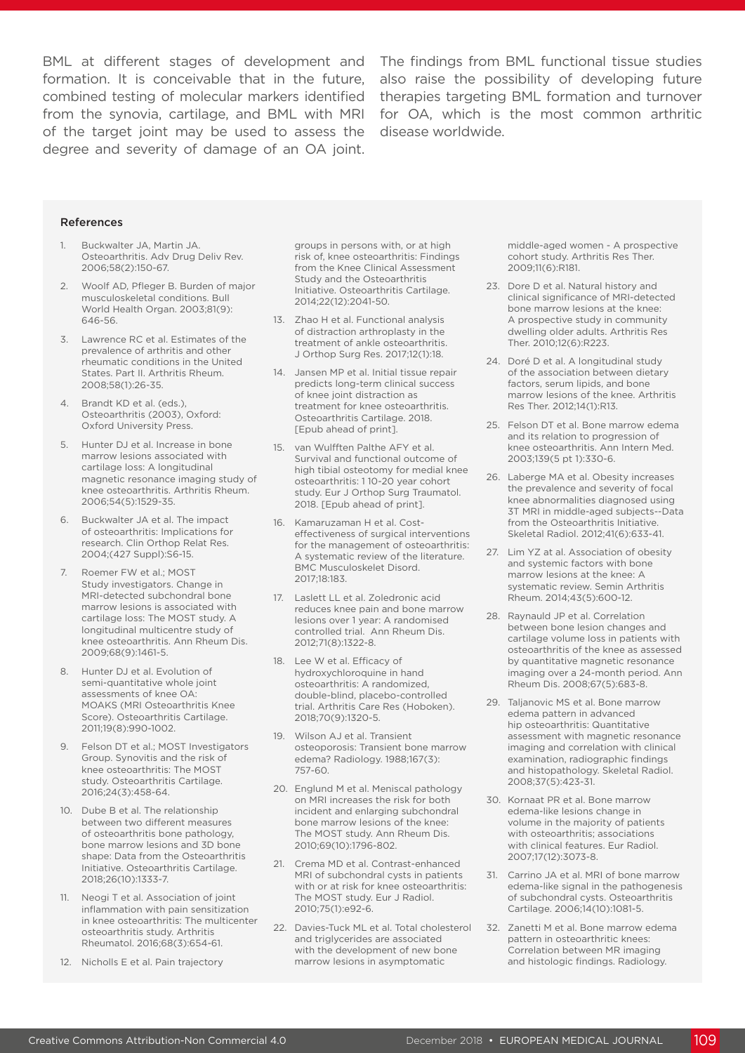BML at different stages of development and formation. It is conceivable that in the future, combined testing of molecular markers identified from the synovia, cartilage, and BML with MRI of the target joint may be used to assess the degree and severity of damage of an OA joint. The findings from BML functional tissue studies also raise the possibility of developing future therapies targeting BML formation and turnover for OA, which is the most common arthritic disease worldwide.

### References

1. Buckwalter JA, Martin JA. Osteoarthritis. Adv Drug Deliv Rev. 2006;58(2):150-67.
2. Woolf AD, Pfleger B. Burden of major musculoskeletal conditions. Bull World Health Organ. 2003;81(9):646-56.
3. Lawrence RC et al. Estimates of the prevalence of arthritis and other rheumatic conditions in the United States. Part II. Arthritis Rheum. 2008;58(1):26-35.
4. Brandt KD et al. (eds.), Osteoarthritis (2003), Oxford: Oxford University Press.
5. Hunter DJ et al. Increase in bone marrow lesions associated with cartilage loss: A longitudinal magnetic resonance imaging study of knee osteoarthritis. Arthritis Rheum. 2006;54(5):1529-35.
6. Buckwalter JA et al. The impact of osteoarthritis: Implications for research. Clin Orthop Relat Res. 2004;(427 Suppl):S6-15.
7. Roemer FW et al.; MOST Study investigators. Change in MRI-detected subchondral bone marrow lesions is associated with cartilage loss: The MOST study. A longitudinal multicentre study of knee osteoarthritis. Ann Rheum Dis. 2009;68(9):1461-5.
8. Hunter DJ et al. Evolution of semi-quantitative whole joint assessments of knee OA: MOAKS (MRI Osteoarthritis Knee Score). Osteoarthritis Cartilage. 2011;19(8):990-1002.
9. Felson DT et al.; MOST Investigators Group. Synovitis and the risk of knee osteoarthritis: The MOST study. Osteoarthritis Cartilage. 2016;24(3):458-64.
10. Dube B et al. The relationship between two different measures of osteoarthritis bone pathology, bone marrow lesions and 3D bone shape: Data from the Osteoarthritis Initiative. Osteoarthritis Cartilage. 2018;26(10):1333-7.
11. Neogi T et al. Association of joint inflammation with pain sensitization in knee osteoarthritis: The multicenter osteoarthritis study. Arthritis Rheumatol. 2016;68(3):654-61.
12. Nicholls E et al. Pain trajectory groups in persons with, or at high risk of, knee osteoarthritis: Findings from the Knee Clinical Assessment Study and the Osteoarthritis Initiative. Osteoarthritis Cartilage. 2014;22(12):2041-50.
13. Zhao H et al. Functional analysis of distraction arthroplasty in the treatment of ankle osteoarthritis. J Orthop Surg Res. 2017;12(1):18.
14. Jansen MP et al. Initial tissue repair predicts long-term clinical success of knee joint distraction as treatment for knee osteoarthritis. Osteoarthritis Cartilage. 2018. [Epub ahead of print].
15. van Wulfften Palthe AFY et al. Survival and functional outcome of high tibial osteotomy for medial knee osteoarthritis: 1 10-20 year cohort study. Eur J Orthop Surg Traumatol. 2018. [Epub ahead of print].
16. Kamaruzaman H et al. Cost-effectiveness of surgical interventions for the management of osteoarthritis: A systematic review of the literature. BMC Musculoskelet Disord. 2017;18:183.
17. Laslett LL et al. Zoledronic acid reduces knee pain and bone marrow lesions over 1 year: A randomised controlled trial. Ann Rheum Dis. 2012;71(8):1322-8.
18. Lee W et al. Efficacy of hydroxychloroquine in hand osteoarthritis: A randomized, double-blind, placebo-controlled trial. Arthritis Care Res (Hoboken). 2018;70(9):1320-5.
19. Wilson AJ et al. Transient osteoporosis: Transient bone marrow edema? Radiology. 1988;167(3):757-60.
20. Englund M et al. Meniscal pathology on MRI increases the risk for both incident and enlarging subchondral bone marrow lesions of the knee: The MOST study. Ann Rheum Dis. 2010;69(10):1796-802.
21. Crema MD et al. Contrast-enhanced MRI of subchondral cysts in patients with or at risk for knee osteoarthritis: The MOST study. Eur J Radiol. 2010;75(1):e92-6.
22. Davies-Tuck ML et al. Total cholesterol and triglycerides are associated with the development of new bone marrow lesions in asymptomatic middle-aged women - A prospective cohort study. Arthritis Res Ther. 2009;11(6):R181.
23. Dore D et al. Natural history and clinical significance of MRI-detected bone marrow lesions at the knee: A prospective study in community dwelling older adults. Arthritis Res Ther. 2010;12(6):R223.
24. Doré D et al. A longitudinal study of the association between dietary factors, serum lipids, and bone marrow lesions of the knee. Arthritis Res Ther. 2012;14(1):R13.
25. Felson DT et al. Bone marrow edema and its relation to progression of knee osteoarthritis. Ann Intern Med. 2003;139(5 pt 1):330-6.
26. Laberge MA et al. Obesity increases the prevalence and severity of focal knee abnormalities diagnosed using 3T MRI in middle-aged subjects--Data from the Osteoarthritis Initiative. Skeletal Radiol. 2012;41(6):633-41.
27. Lim YZ at al. Association of obesity and systemic factors with bone marrow lesions at the knee: A systematic review. Semin Arthritis Rheum. 2014;43(5):600-12.
28. Raynauld JP et al. Correlation between bone lesion changes and cartilage volume loss in patients with osteoarthritis of the knee as assessed by quantitative magnetic resonance imaging over a 24-month period. Ann Rheum Dis. 2008;67(5):683-8.
29. Taljanovic MS et al. Bone marrow edema pattern in advanced hip osteoarthritis: Quantitative assessment with magnetic resonance imaging and correlation with clinical examination, radiographic findings and histopathology. Skeletal Radiol. 2008;37(5):423-31.
30. Kornaat PR et al. Bone marrow edema-like lesions change in volume in the majority of patients with osteoarthritis; associations with clinical features. Eur Radiol. 2007;17(12):3073-8.
31. Carrino JA et al. MRI of bone marrow edema-like signal in the pathogenesis of subchondral cysts. Osteoarthritis Cartilage. 2006;14(10):1081-5.
32. Zanetti M et al. Bone marrow edema pattern in osteoarthritic knees: Correlation between MR imaging and histologic findings. Radiology.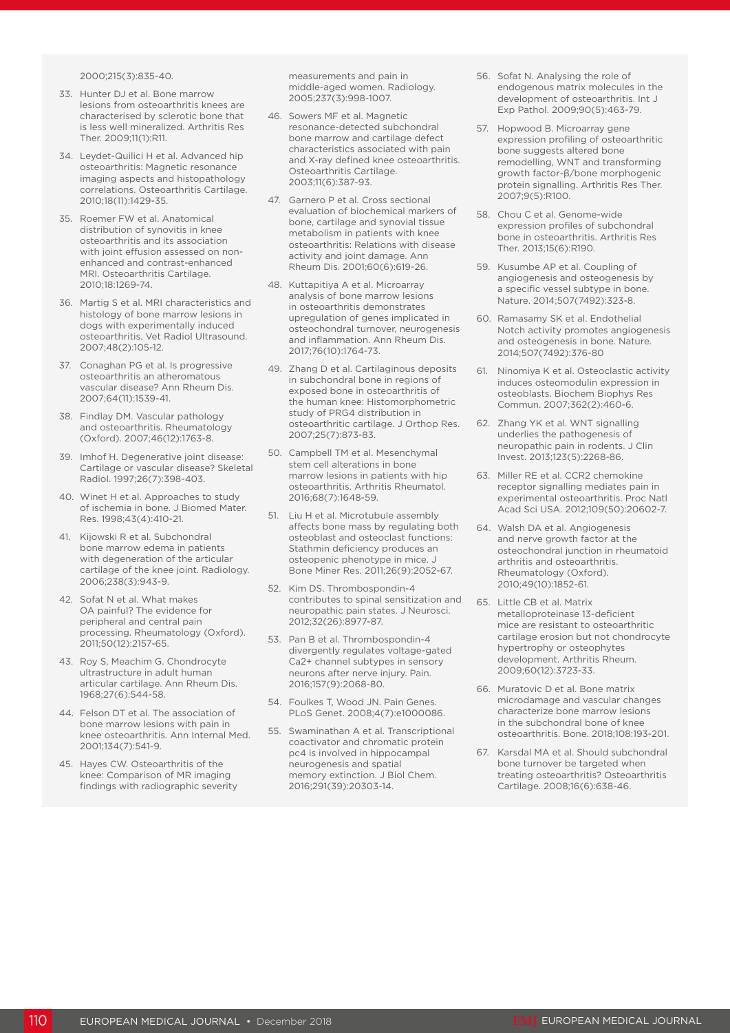2000;215(3):835-40.

33. Hunter DJ et al. Bone marrow lesions from osteoarthritis knees are characterised by sclerotic bone that is less well mineralized. Arthritis Res Ther. 2009;11(1):R11.
34. Leydet-Quilici H et al. Advanced hip osteoarthritis: Magnetic resonance imaging aspects and histopathology correlations. Osteoarthritis Cartilage. 2010;18(11):1429-35.
35. Roemer FW et al. Anatomical distribution of synovitis in knee osteoarthritis and its association with joint effusion assessed on non-enhanced and contrast-enhanced MRI. Osteoarthritis Cartilage. 2010;18:1269-74.
36. Martig S et al. MRI characteristics and histology of bone marrow lesions in dogs with experimentally induced osteoarthritis. Vet Radiol Ultrasound. 2007;48(2):105-12.
37. Conaghan PG et al. Is progressive osteoarthritis an atheromatous vascular disease? Ann Rheum Dis. 2007;64(11):1539-41.
38. Findlay DM. Vascular pathology and osteoarthritis. Rheumatology (Oxford). 2007;46(12):1763-8.
39. Imhof H. Degenerative joint disease: Cartilage or vascular disease? Skeletal Radiol. 1997;26(7):398-403.
40. Winet H et al. Approaches to study of ischemia in bone. J Biomed Mater. Res. 1998;43(4):410-21.
41. Kijowski R et al. Subchondral bone marrow edema in patients with degeneration of the articular cartilage of the knee joint. Radiology. 2006;238(3):943-9.
42. Sofat N et al. What makes OA painful? The evidence for peripheral and central pain processing. Rheumatology (Oxford). 2011;50(12):2157-65.
43. Roy S, Meachim G. Chondrocyte ultrastructure in adult human articular cartilage. Ann Rheum Dis. 1968;27(6):544-58.
44. Felson DT et al. The association of bone marrow lesions with pain in knee osteoarthritis. Ann Internal Med. 2001;134(7):541-9.
45. Hayes CW. Osteoarthritis of the knee: Comparison of MR imaging findings with radiographic severity measurements and pain in middle-aged women. Radiology. 2005;237(3):998-1007.
46. Sowers MF et al. Magnetic resonance-detected subchondral bone marrow and cartilage defect characteristics associated with pain and X-ray defined knee osteoarthritis. Osteoarthritis Cartilage. 2003;11(6):387-93.
47. Garnero P et al. Cross sectional evaluation of biochemical markers of bone, cartilage and synovial tissue metabolism in patients with knee osteoarthritis: Relations with disease activity and joint damage. Ann Rheum Dis. 2001;60(6):619-26.
48. Kuttapitiya A et al. Microarray analysis of bone marrow lesions in osteoarthritis demonstrates upregulation of genes implicated in osteochondral turnover, neurogenesis and inflammation. Ann Rheum Dis. 2017;76(10):1764-73.
49. Zhang D et al. Cartilaginous deposits in subchondral bone in regions of exposed bone in osteoarthritis of the human knee: Histomorphometric study of PRG4 distribution in osteoarthritic cartilage. J Orthop Res. 2007;25(7):873-83.
50. Campbell TM et al. Mesenchymal stem cell alterations in bone marrow lesions in patients with hip osteoarthritis. Arthritis Rheumatol. 2016;68(7):1648-59.
51. Liu H et al. Microtubule assembly affects bone mass by regulating both osteoblast and osteoclast functions: Stathmin deficiency produces an osteopenic phenotype in mice. J Bone Miner Res. 2011;26(9):2052-67.
52. Kim DS. Thrombospondin-4 contributes to spinal sensitization and neuropathic pain states. J Neurosci. 2012;32(26):8977-87.
53. Pan B et al. Thrombospondin-4 divergently regulates voltage-gated Ca2+ channel subtypes in sensory neurons after nerve injury. Pain. 2016;157(9):2068-80.
54. Foulkes T, Wood JN. Pain Genes. PLoS Genet. 2008;4(7):e1000086.
55. Swaminathan A et al. Transcriptional coactivator and chromatic protein pc4 is involved in hippocampal neurogenesis and spatial memory extinction. J Biol Chem. 2016;291(39):20303-14.
56. Sofat N. Analysing the role of endogenous matrix molecules in the development of osteoarthritis. Int J Exp Pathol. 2009;90(5):463-79.
57. Hopwood B. Microarray gene expression profiling of osteoarthritic bone suggests altered bone remodelling, WNT and transforming growth factor-β/bone morphogenic protein signalling. Arthritis Res Ther. 2007;9(5):R100.
58. Chou C et al. Genome-wide expression profiles of subchondral bone in osteoarthritis. Arthritis Res Ther. 2013;15(6):R190.
59. Kusumbe AP et al. Coupling of angiogenesis and osteogenesis by a specific vessel subtype in bone. Nature. 2014;507(7492):323-8.
60. Ramasamy SK et al. Endothelial Notch activity promotes angiogenesis and osteogenesis in bone. Nature. 2014;507(7492):376-80
61. Ninomiya K et al. Osteoclastic activity induces osteomodulin expression in osteoblasts. Biochem Biophys Res Commun. 2007;362(2):460-6.
62. Zhang YK et al. WNT signalling underlies the pathogenesis of neuropathic pain in rodents. J Clin Invest. 2013;123(5):2268-86.
63. Miller RE et al. CCR2 chemokine receptor signalling mediates pain in experimental osteoarthritis. Proc Natl Acad Sci USA. 2012;109(50):20602-7.
64. Walsh DA et al. Angiogenesis and nerve growth factor at the osteochondral junction in rheumatoid arthritis and osteoarthritis. Rheumatology (Oxford). 2010;49(10):1852-61.
65. Little CB et al. Matrix metalloproteinase 13-deficient mice are resistant to osteoarthritic cartilage erosion but not chondrocyte hypertrophy or osteophytes development. Arthritis Rheum. 2009;60(12):3723-33.
66. Muratovic D et al. Bone matrix microdamage and vascular changes characterize bone marrow lesions in the subchondral bone of knee osteoarthritis. Bone. 2018;108:193-201.
67. Karsdal MA et al. Should subchondral bone turnover be targeted when treating osteoarthritis? Osteoarthritis Cartilage. 2008;16(6):638-46.